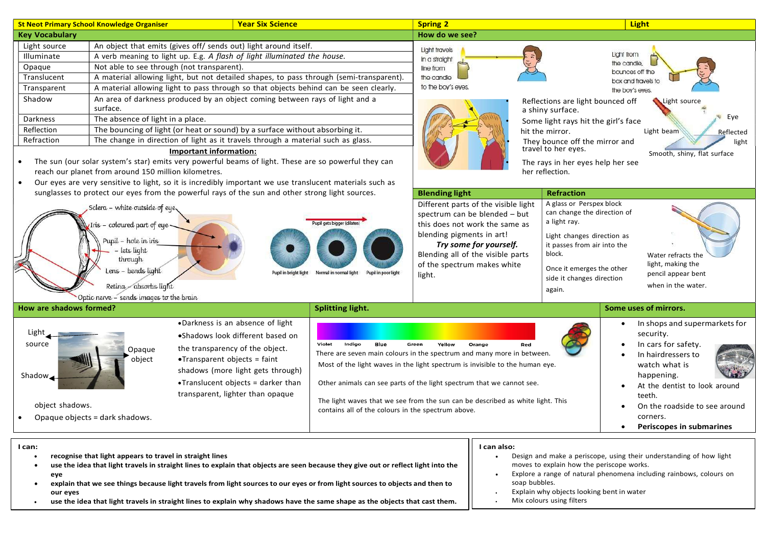**St Neot Primary School Knowledge Organiser** | **Year Six Science** | **Spring 2** | **Light**

## Key Vocabulary

| | |
|---|---|
| Light source | An object that emits (gives off/ sends out) light around itself. |
| Illuminate | A verb meaning to light up. E.g. *A flash of light illuminated the house.* |
| Opaque | Not able to see through (not transparent). |
| Translucent | A material allowing light, but not detailed shapes, to pass through (semi-transparent). |
| Transparent | A material allowing light to pass through so that objects behind can be seen clearly. |
| Shadow | An area of darkness produced by an object coming between rays of light and a surface. |
| Darkness | The absence of light in a place. |
| Reflection | The bouncing of light (or heat or sound) by a surface without absorbing it. |
| Refraction | The change in direction of light as it travels through a material such as glass. |

**Important information:**

- The sun (our solar system's star) emits very powerful beams of light. These are so powerful they can reach our planet from around 150 million kilometres.
- Our eyes are very sensitive to light, so it is incredibly important we use translucent materials such as sunglasses to protect our eyes from the powerful rays of the sun and other strong light sources.

Sclera – white outside of eye
Iris – coloured part of eye
Pupil – hole in iris – lets light through
Lens – bends light
Retina – absorbs light
Optic nerve – sends images to the brain

Pupil gets bigger (dilates)
Pupil in bright light | Normal in normal light | Pupil in poor light

## How do we see?

Light travels in a straight line from the candle to the boy's eyes.

Light from the candle, bounces off the box and travels to the boy's eyes.

- Reflections are light bounced off a shiny surface.
- Some light rays hit the girl's face hit the mirror.
- They bounce off the mirror and travel to her eyes.
- The rays in her eyes help her see her reflection.

Light source
Eye
Light beam
Reflected light
Smooth, shiny, flat surface

## Blending light

Different parts of the visible light spectrum can be blended – but this does not work the same as blending pigments in art!

***Try some for yourself.***

Blending all of the visible parts of the spectrum makes white light.

## Refraction

A glass or Perspex block can change the direction of a light ray.

Light changes direction as it passes from air into the block.

Once it emerges the other side it changes direction again.

Water refracts the light, making the pencil appear bent when in the water.

## How are shadows formed?

Light source
Opaque object
Shadow

- Darkness is an absence of light
- Shadows look different based on the transparency of the object.
- Transparent objects = faint shadows (more light gets through)
- Translucent objects = darker than transparent, lighter than opaque object shadows.
- Opaque objects = dark shadows.

## Splitting light.

Violet Indigo Blue Green Yellow Orange Red

There are seven main colours in the spectrum and many more in between.

Most of the light waves in the light spectrum is invisible to the human eye.

Other animals can see parts of the light spectrum that we cannot see.

The light waves that we see from the sun can be described as white light. This contains all of the colours in the spectrum above.

## Some uses of mirrors.

- In shops and supermarkets for security.
- In cars for safety.
- In hairdressers to watch what is happening.
- At the dentist to look around teeth.
- On the roadside to see around corners.
- **Periscopes in submarines**

**I can:**

- **recognise that light appears to travel in straight lines**
- **use the idea that light travels in straight lines to explain that objects are seen because they give out or reflect light into the eye**
- **explain that we see things because light travels from light sources to our eyes or from light sources to objects and then to our eyes**
- **use the idea that light travels in straight lines to explain why shadows have the same shape as the objects that cast them.**

**I can also:**

- Design and make a periscope, using their understanding of how light moves to explain how the periscope works.
- Explore a range of natural phenomena including rainbows, colours on soap bubbles.
- Explain why objects looking bent in water
- Mix colours using filters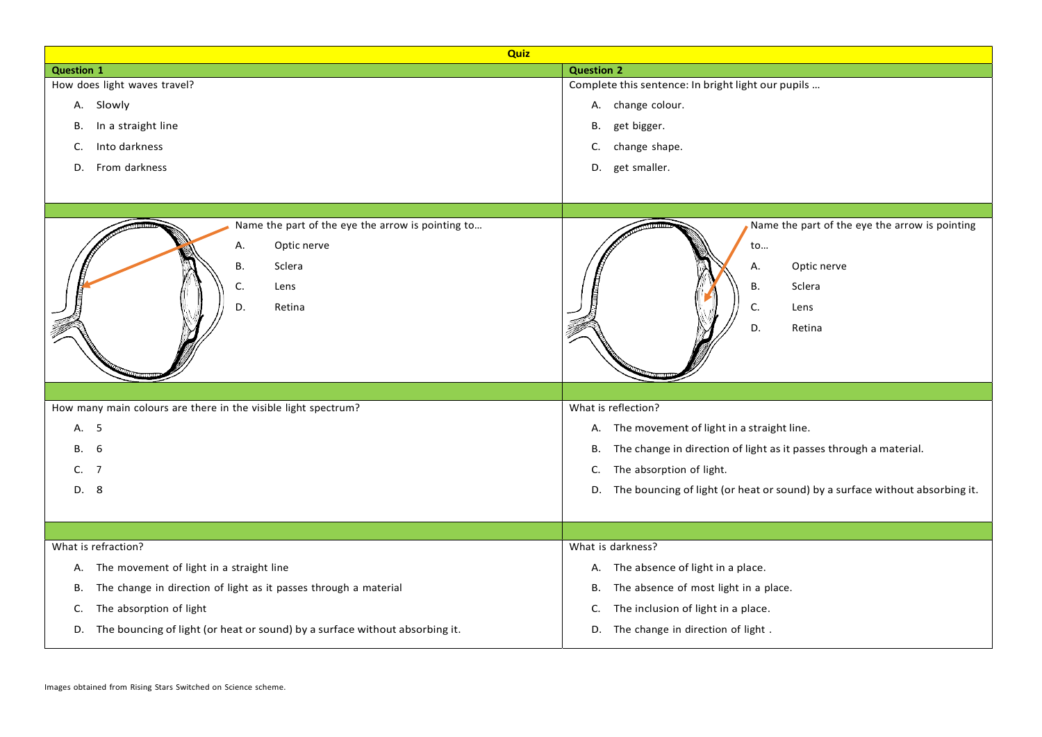## Quiz

| **Question 1** | **Question 2** |
| --- | --- |
| How does light waves travel?<br>A. Slowly<br>B. In a straight line<br>C. Into darkness<br>D. From darkness | Complete this sentence: In bright light our pupils …<br>A. change colour.<br>B. get bigger.<br>C. change shape.<br>D. get smaller. |
| | |
| Name the part of the eye the arrow is pointing to…<br>A. Optic nerve<br>B. Sclera<br>C. Lens<br>D. Retina | Name the part of the eye the arrow is pointing to…<br>A. Optic nerve<br>B. Sclera<br>C. Lens<br>D. Retina |
| | |
| How many main colours are there in the visible light spectrum?<br>A. 5<br>B. 6<br>C. 7<br>D. 8 | What is reflection?<br>A. The movement of light in a straight line.<br>B. The change in direction of light as it passes through a material.<br>C. The absorption of light.<br>D. The bouncing of light (or heat or sound) by a surface without absorbing it. |
| | |
| What is refraction?<br>A. The movement of light in a straight line<br>B. The change in direction of light as it passes through a material<br>C. The absorption of light<br>D. The bouncing of light (or heat or sound) by a surface without absorbing it. | What is darkness?<br>A. The absence of light in a place.<br>B. The absence of most light in a place.<br>C. The inclusion of light in a place.<br>D. The change in direction of light . |

Images obtained from Rising Stars Switched on Science scheme.